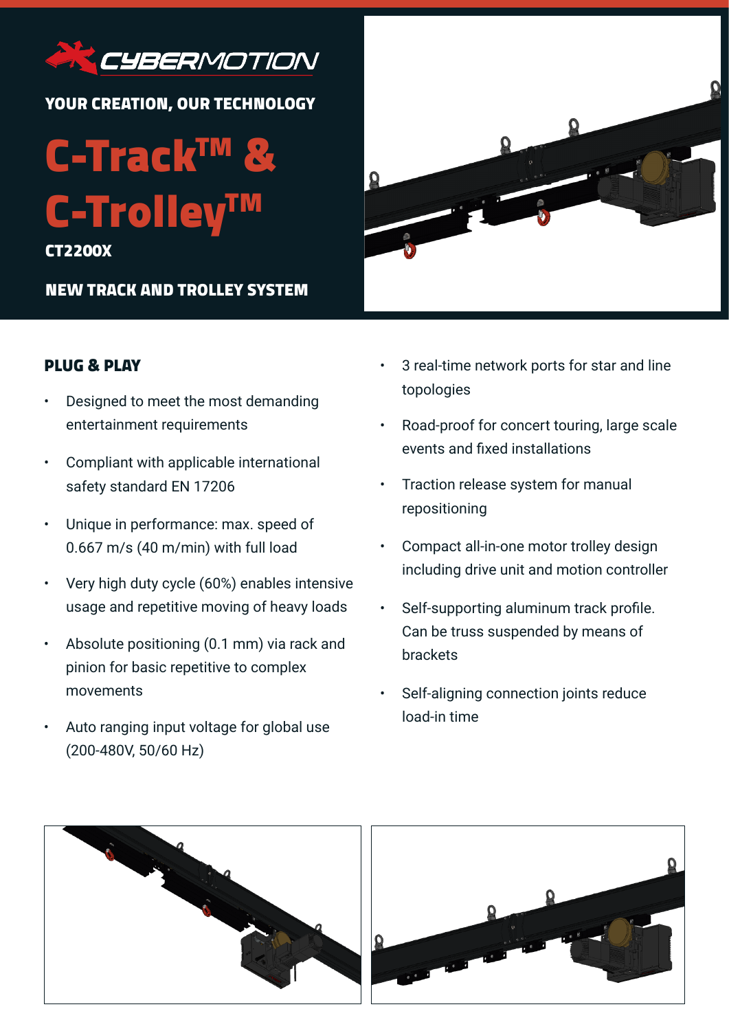CYBERMOTION

YOUR CREATION, OUR TECHNOLOGY

# C-Track™ & C-Trolley™

**CT2200X**

## NEW TRACK AND TROLLEY SYSTEM

### PLUG & PLAY

- Designed to meet the most demanding entertainment requirements
- Compliant with applicable international safety standard EN 17206
- Unique in performance: max. speed of 0.667 m/s (40 m/min) with full load
- Very high duty cycle (60%) enables intensive usage and repetitive moving of heavy loads
- Absolute positioning (0.1 mm) via rack and pinion for basic repetitive to complex movements
- Auto ranging input voltage for global use (200-480V, 50/60 Hz)
- 3 real-time network ports for star and line topologies
- Road-proof for concert touring, large scale events and fixed installations
- Traction release system for manual repositioning
- Compact all-in-one motor trolley design including drive unit and motion controller
- Self-supporting aluminum track profile. Can be truss suspended by means of brackets
- Self-aligning connection joints reduce load-in time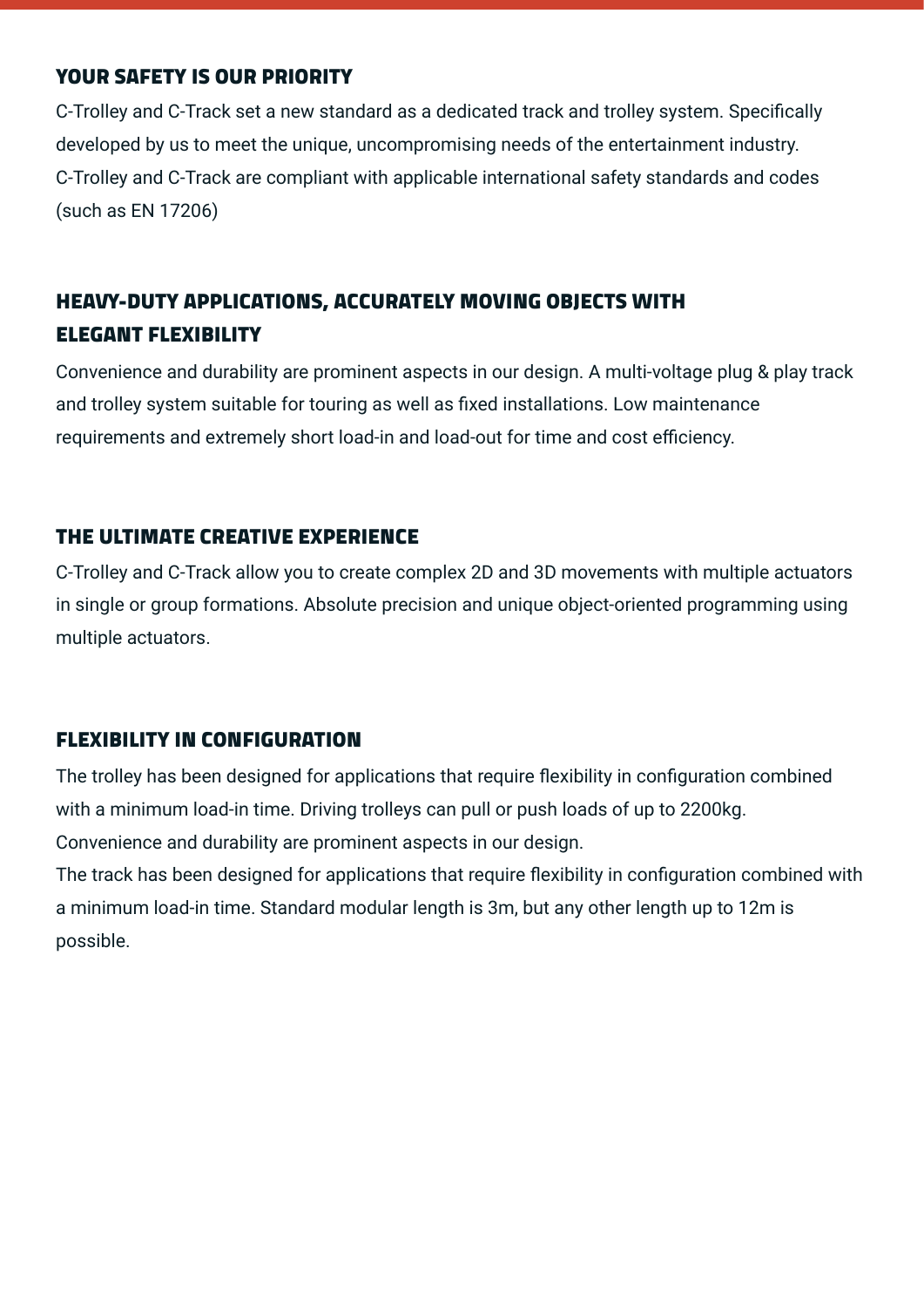## YOUR SAFETY IS OUR PRIORITY

C-Trolley and C-Track set a new standard as a dedicated track and trolley system. Specifically developed by us to meet the unique, uncompromising needs of the entertainment industry. C-Trolley and C-Track are compliant with applicable international safety standards and codes (such as EN 17206)

## HEAVY-DUTY APPLICATIONS, ACCURATELY MOVING OBJECTS WITH ELEGANT FLEXIBILITY

Convenience and durability are prominent aspects in our design. A multi-voltage plug & play track and trolley system suitable for touring as well as fixed installations. Low maintenance requirements and extremely short load-in and load-out for time and cost efficiency.

## THE ULTIMATE CREATIVE EXPERIENCE

C-Trolley and C-Track allow you to create complex 2D and 3D movements with multiple actuators in single or group formations. Absolute precision and unique object-oriented programming using multiple actuators.

## FLEXIBILITY IN CONFIGURATION

The trolley has been designed for applications that require flexibility in configuration combined with a minimum load-in time. Driving trolleys can pull or push loads of up to 2200kg. Convenience and durability are prominent aspects in our design.
The track has been designed for applications that require flexibility in configuration combined with a minimum load-in time. Standard modular length is 3m, but any other length up to 12m is possible.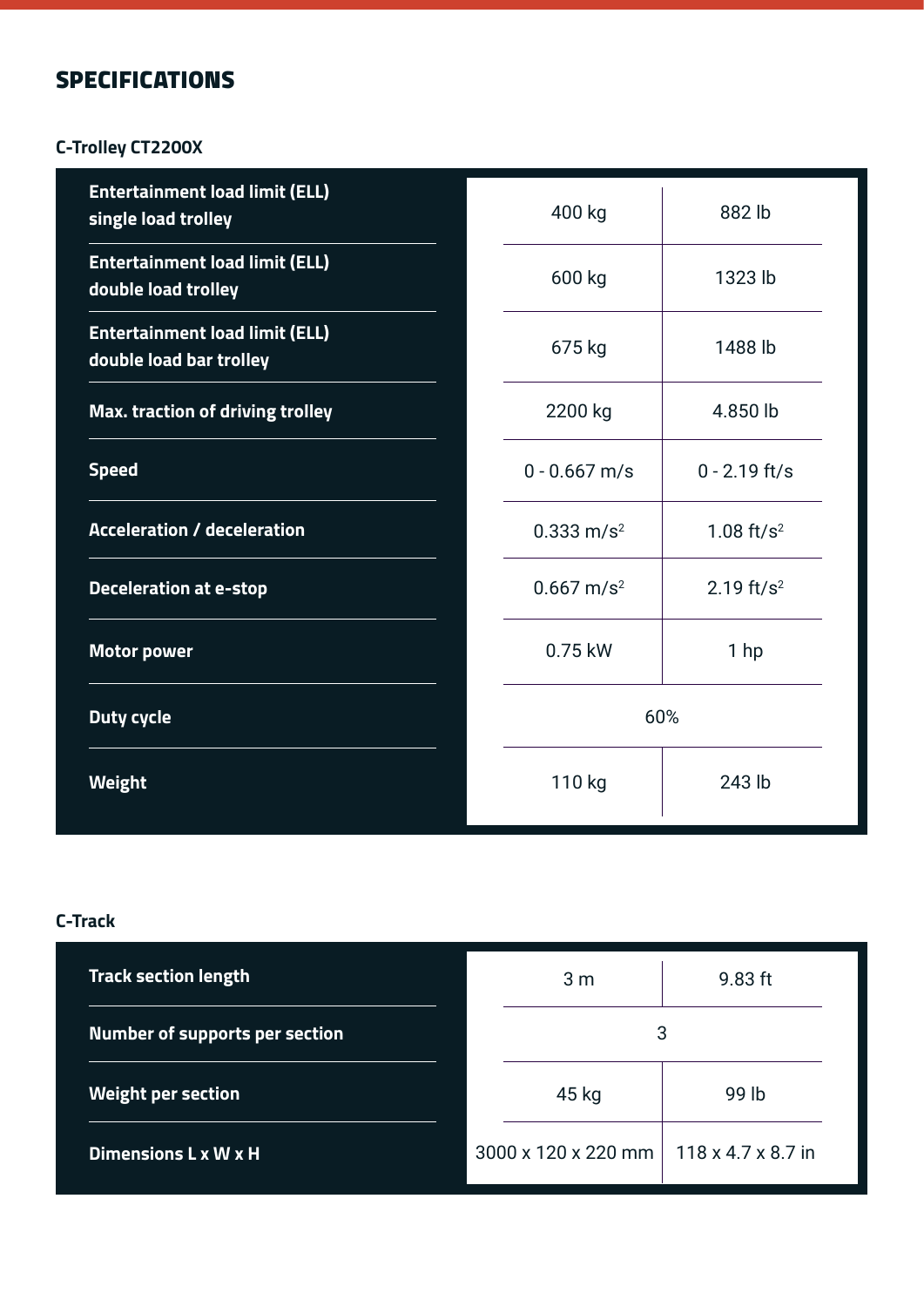# SPECIFICATIONS

### C-Trolley CT2200X

| | | |
|---|---|---|
| **Entertainment load limit (ELL) single load trolley** | 400 kg | 882 lb |
| **Entertainment load limit (ELL) double load trolley** | 600 kg | 1323 lb |
| **Entertainment load limit (ELL) double load bar trolley** | 675 kg | 1488 lb |
| **Max. traction of driving trolley** | 2200 kg | 4.850 lb |
| **Speed** | 0 - 0.667 m/s | 0 - 2.19 ft/s |
| **Acceleration / deceleration** | 0.333 $m/s^2$ | 1.08 $ft/s^2$ |
| **Deceleration at e-stop** | 0.667 $m/s^2$ | 2.19 $ft/s^2$ |
| **Motor power** | 0.75 kW | 1 hp |
| **Duty cycle** | 60% | |
| **Weight** | 110 kg | 243 lb |

### C-Track

| | | |
|---|---|---|
| **Track section length** | 3 m | 9.83 ft |
| **Number of supports per section** | 3 | |
| **Weight per section** | 45 kg | 99 lb |
| **Dimensions L x W x H** | 3000 x 120 x 220 mm | 118 x 4.7 x 8.7 in |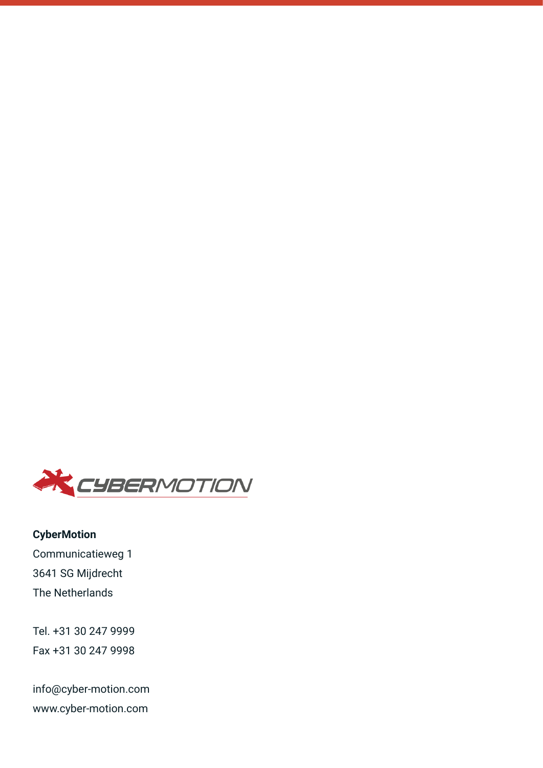**CyberMotion**
Communicatieweg 1
3641 SG Mijdrecht
The Netherlands

Tel. +31 30 247 9999
Fax +31 30 247 9998

info@cyber-motion.com
www.cyber-motion.com